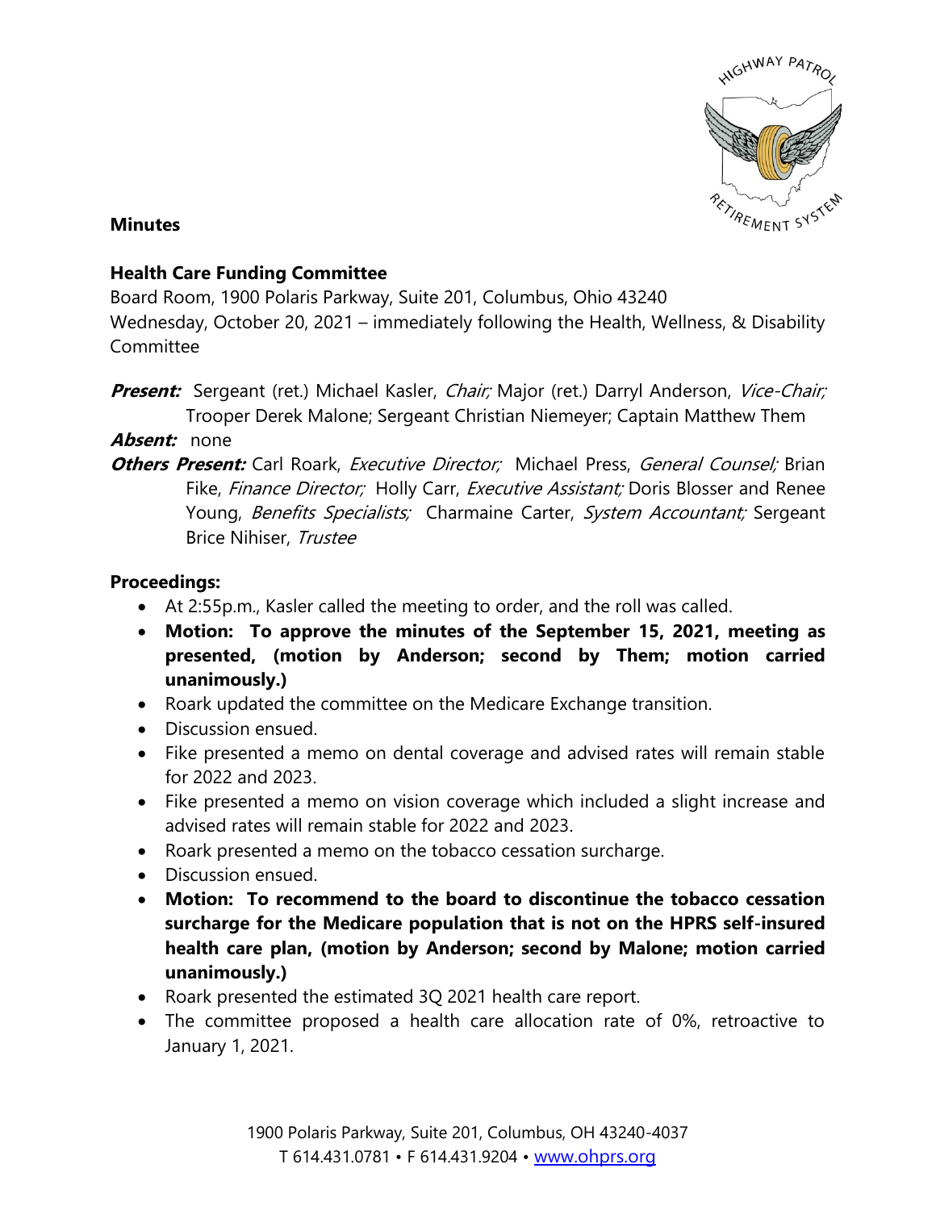**Minutes**

**Health Care Funding Committee**
Board Room, 1900 Polaris Parkway, Suite 201, Columbus, Ohio 43240
Wednesday, October 20, 2021 – immediately following the Health, Wellness, & Disability Committee

***Present:*** Sergeant (ret.) Michael Kasler, *Chair;* Major (ret.) Darryl Anderson, *Vice-Chair;* Trooper Derek Malone; Sergeant Christian Niemeyer; Captain Matthew Them

***Absent:*** none

***Others Present:*** Carl Roark, *Executive Director;* Michael Press, *General Counsel;* Brian Fike, *Finance Director;* Holly Carr, *Executive Assistant;* Doris Blosser and Renee Young, *Benefits Specialists;* Charmaine Carter, *System Accountant;* Sergeant Brice Nihiser, *Trustee*

**Proceedings:**

- At 2:55p.m., Kasler called the meeting to order, and the roll was called.
- **Motion: To approve the minutes of the September 15, 2021, meeting as presented, (motion by Anderson; second by Them; motion carried unanimously.)**
- Roark updated the committee on the Medicare Exchange transition.
- Discussion ensued.
- Fike presented a memo on dental coverage and advised rates will remain stable for 2022 and 2023.
- Fike presented a memo on vision coverage which included a slight increase and advised rates will remain stable for 2022 and 2023.
- Roark presented a memo on the tobacco cessation surcharge.
- Discussion ensued.
- **Motion: To recommend to the board to discontinue the tobacco cessation surcharge for the Medicare population that is not on the HPRS self-insured health care plan, (motion by Anderson; second by Malone; motion carried unanimously.)**
- Roark presented the estimated 3Q 2021 health care report.
- The committee proposed a health care allocation rate of 0%, retroactive to January 1, 2021.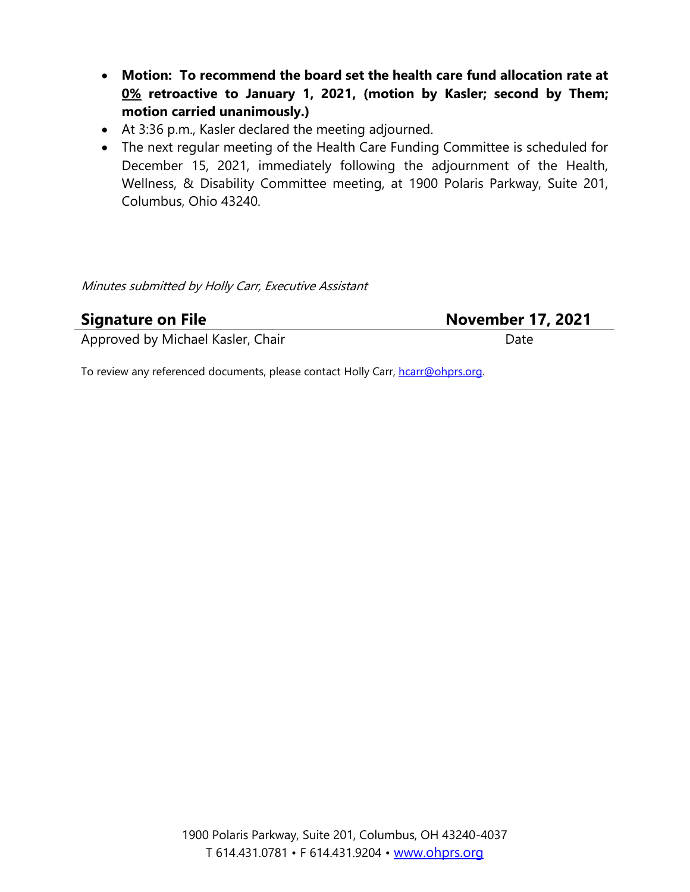- **Motion: To recommend the board set the health care fund allocation rate at 0% retroactive to January 1, 2021, (motion by Kasler; second by Them; motion carried unanimously.)**
- At 3:36 p.m., Kasler declared the meeting adjourned.
- The next regular meeting of the Health Care Funding Committee is scheduled for December 15, 2021, immediately following the adjournment of the Health, Wellness, & Disability Committee meeting, at 1900 Polaris Parkway, Suite 201, Columbus, Ohio 43240.

*Minutes submitted by Holly Carr, Executive Assistant*

**Signature on File** — **November 17, 2021**

Approved by Michael Kasler, Chair — Date

To review any referenced documents, please contact Holly Carr, hcarr@ohprs.org.

1900 Polaris Parkway, Suite 201, Columbus, OH 43240-4037
T 614.431.0781 • F 614.431.9204 • www.ohprs.org